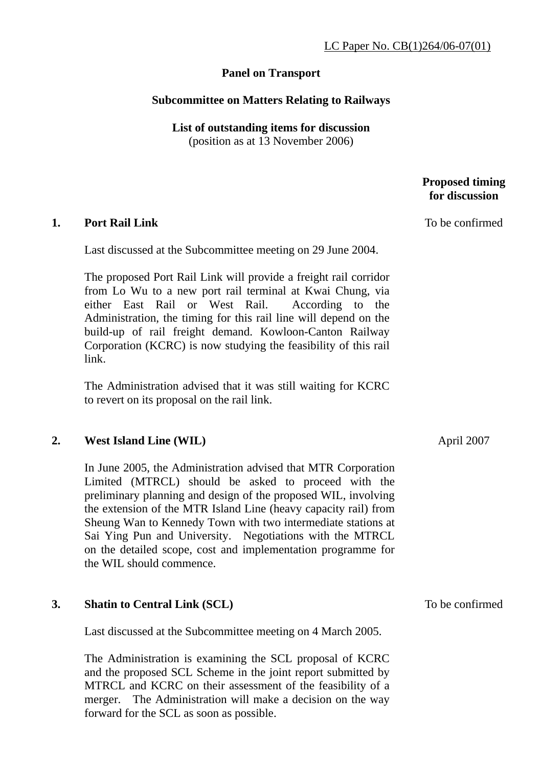LC Paper No. CB(1)264/06-07(01)

**Panel on Transport**

**Subcommittee on Matters Relating to Railways**

**List of outstanding items for discussion**
(position as at 13 November 2006)

**Proposed timing for discussion**

**1. Port Rail Link** — To be confirmed

Last discussed at the Subcommittee meeting on 29 June 2004.

The proposed Port Rail Link will provide a freight rail corridor from Lo Wu to a new port rail terminal at Kwai Chung, via either East Rail or West Rail. According to the Administration, the timing for this rail line will depend on the build-up of rail freight demand. Kowloon-Canton Railway Corporation (KCRC) is now studying the feasibility of this rail link.

The Administration advised that it was still waiting for KCRC to revert on its proposal on the rail link.

**2. West Island Line (WIL)** — April 2007

In June 2005, the Administration advised that MTR Corporation Limited (MTRCL) should be asked to proceed with the preliminary planning and design of the proposed WIL, involving the extension of the MTR Island Line (heavy capacity rail) from Sheung Wan to Kennedy Town with two intermediate stations at Sai Ying Pun and University. Negotiations with the MTRCL on the detailed scope, cost and implementation programme for the WIL should commence.

**3. Shatin to Central Link (SCL)** — To be confirmed

Last discussed at the Subcommittee meeting on 4 March 2005.

The Administration is examining the SCL proposal of KCRC and the proposed SCL Scheme in the joint report submitted by MTRCL and KCRC on their assessment of the feasibility of a merger. The Administration will make a decision on the way forward for the SCL as soon as possible.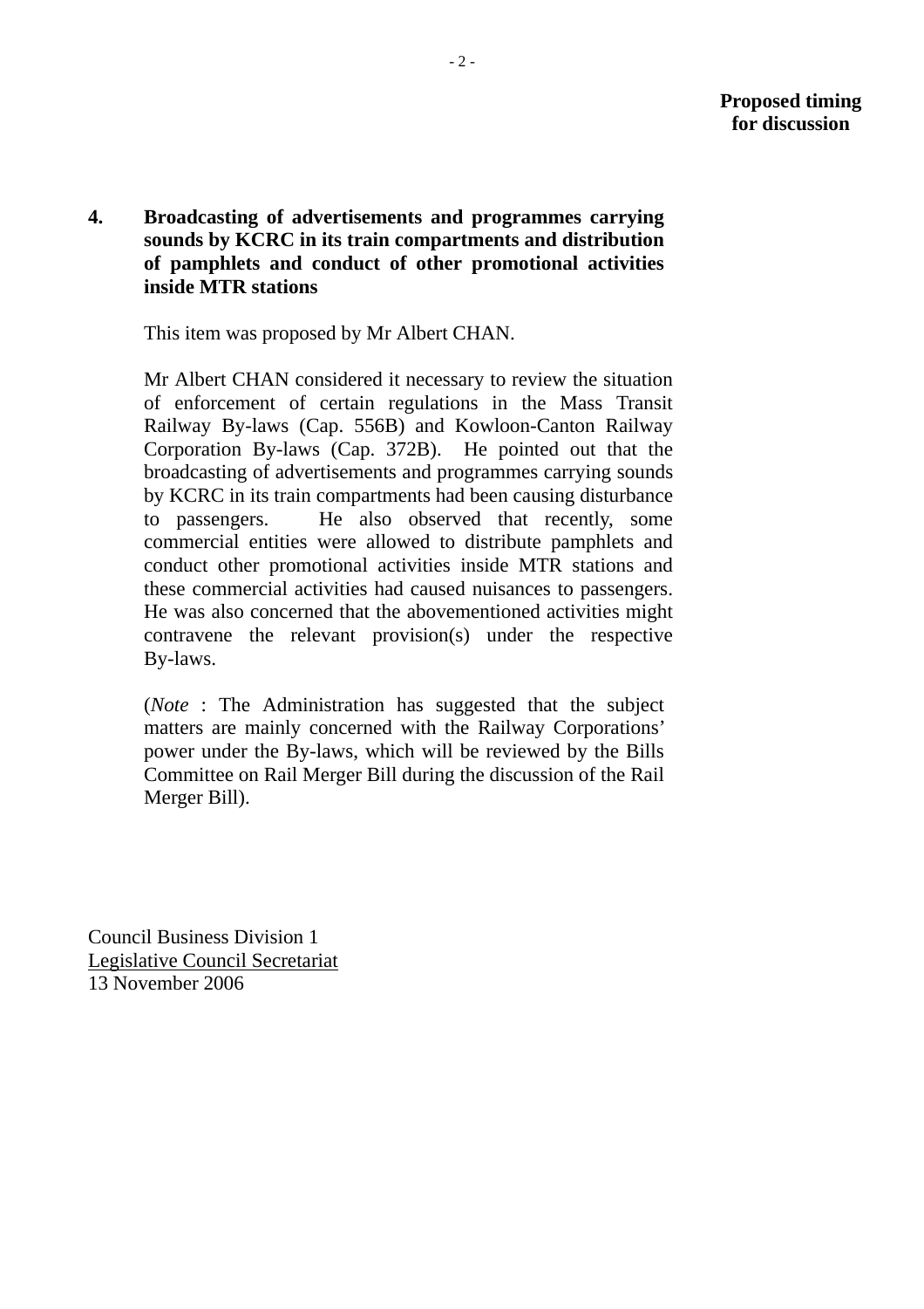**Proposed timing for discussion**

**4. Broadcasting of advertisements and programmes carrying sounds by KCRC in its train compartments and distribution of pamphlets and conduct of other promotional activities inside MTR stations**

This item was proposed by Mr Albert CHAN.

Mr Albert CHAN considered it necessary to review the situation of enforcement of certain regulations in the Mass Transit Railway By-laws (Cap. 556B) and Kowloon-Canton Railway Corporation By-laws (Cap. 372B). He pointed out that the broadcasting of advertisements and programmes carrying sounds by KCRC in its train compartments had been causing disturbance to passengers. He also observed that recently, some commercial entities were allowed to distribute pamphlets and conduct other promotional activities inside MTR stations and these commercial activities had caused nuisances to passengers. He was also concerned that the abovementioned activities might contravene the relevant provision(s) under the respective By-laws.

(*Note* : The Administration has suggested that the subject matters are mainly concerned with the Railway Corporations' power under the By-laws, which will be reviewed by the Bills Committee on Rail Merger Bill during the discussion of the Rail Merger Bill).

Council Business Division 1
Legislative Council Secretariat
13 November 2006